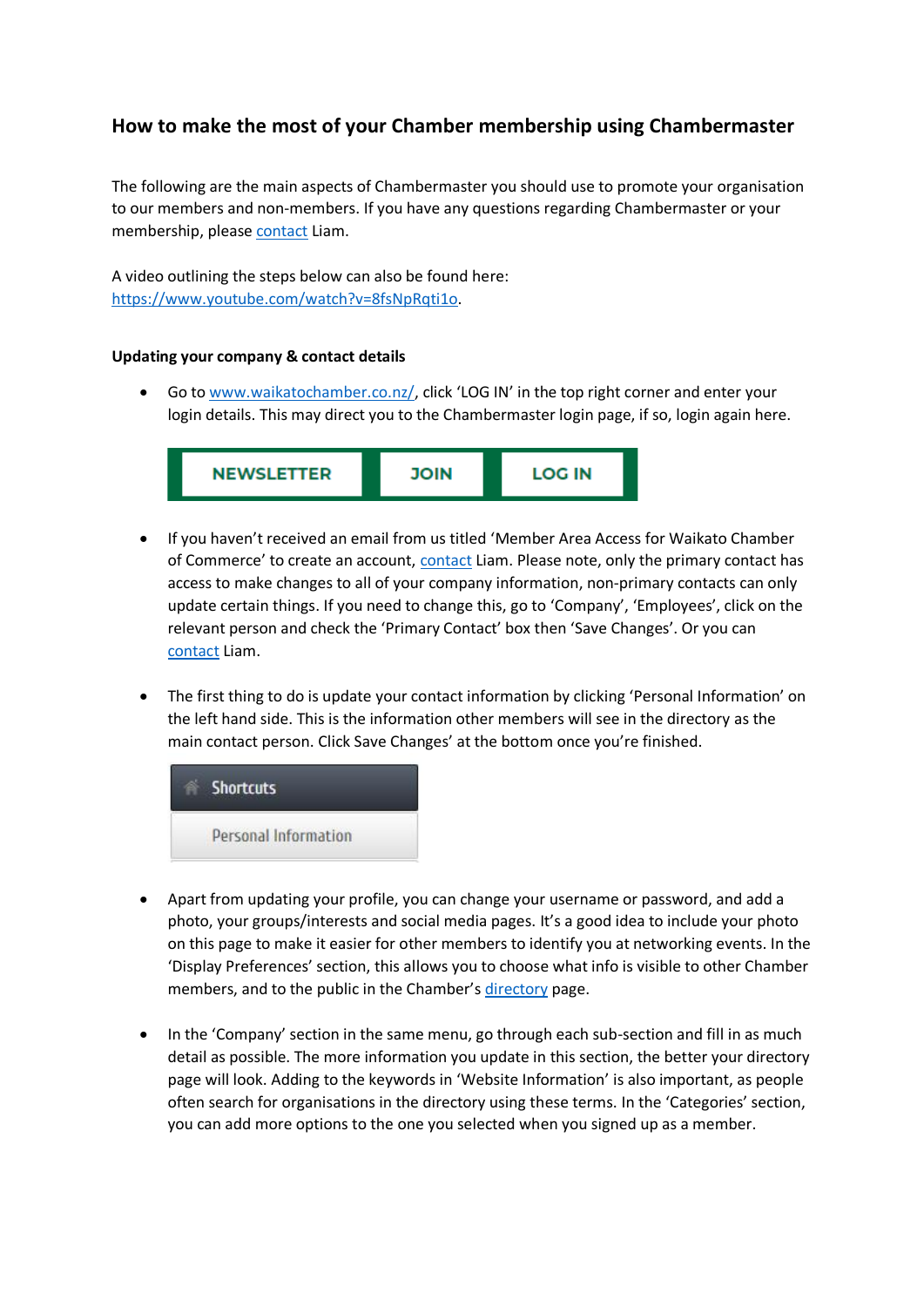## How to make the most of your Chamber membership using Chambermaster

The following are the main aspects of Chambermaster you should use to promote your organisation to our members and non-members. If you have any questions regarding Chambermaster or your membership, please [contact](#) Liam.

A video outlining the steps below can also be found here: [https://www.youtube.com/watch?v=8fsNpRqti1o](https://www.youtube.com/watch?v=8fsNpRqti1o).

### Updating your company & contact details

- Go to [www.waikatochamber.co.nz/](http://www.waikatochamber.co.nz/), click 'LOG IN' in the top right corner and enter your login details. This may direct you to the Chambermaster login page, if so, login again here.

  NEWSLETTER | JOIN | LOG IN

- If you haven't received an email from us titled 'Member Area Access for Waikato Chamber of Commerce' to create an account, [contact](#) Liam. Please note, only the primary contact has access to make changes to all of your company information, non-primary contacts can only update certain things. If you need to change this, go to 'Company', 'Employees', click on the relevant person and check the 'Primary Contact' box then 'Save Changes'. Or you can [contact](#) Liam.

- The first thing to do is update your contact information by clicking 'Personal Information' on the left hand side. This is the information other members will see in the directory as the main contact person. Click Save Changes' at the bottom once you're finished.

  Shortcuts
  Personal Information

- Apart from updating your profile, you can change your username or password, and add a photo, your groups/interests and social media pages. It's a good idea to include your photo on this page to make it easier for other members to identify you at networking events. In the 'Display Preferences' section, this allows you to choose what info is visible to other Chamber members, and to the public in the Chamber's [directory](#) page.

- In the 'Company' section in the same menu, go through each sub-section and fill in as much detail as possible. The more information you update in this section, the better your directory page will look. Adding to the keywords in 'Website Information' is also important, as people often search for organisations in the directory using these terms. In the 'Categories' section, you can add more options to the one you selected when you signed up as a member.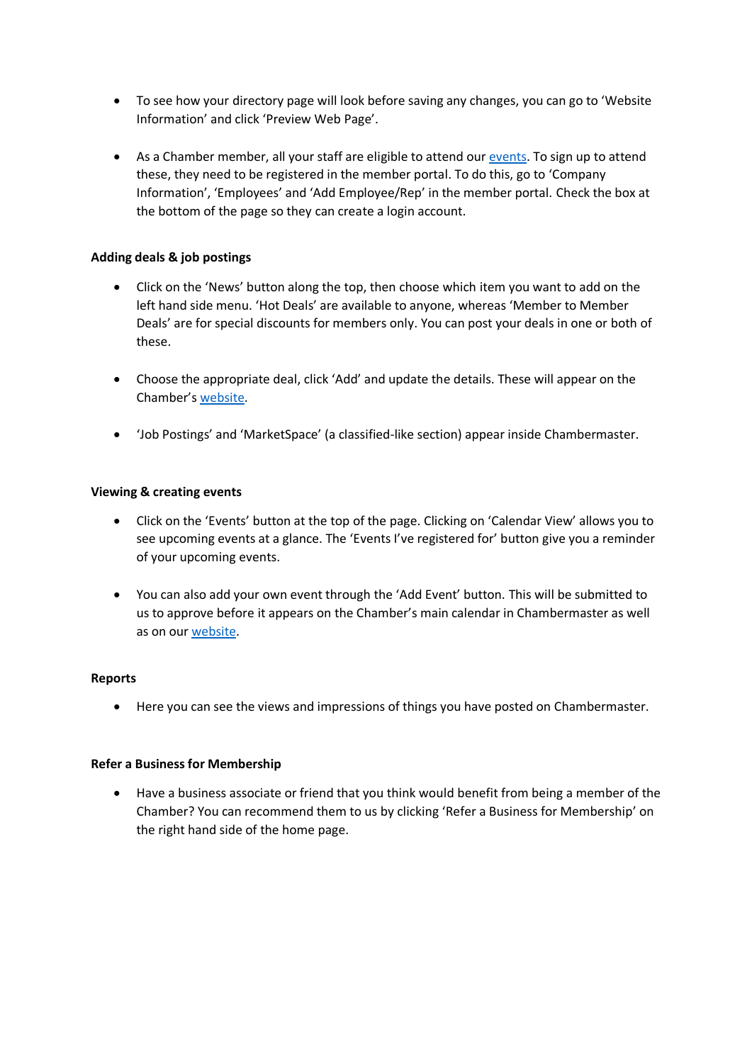- To see how your directory page will look before saving any changes, you can go to 'Website Information' and click 'Preview Web Page'.

- As a Chamber member, all your staff are eligible to attend our events. To sign up to attend these, they need to be registered in the member portal. To do this, go to 'Company Information', 'Employees' and 'Add Employee/Rep' in the member portal. Check the box at the bottom of the page so they can create a login account.

**Adding deals & job postings**

- Click on the 'News' button along the top, then choose which item you want to add on the left hand side menu. 'Hot Deals' are available to anyone, whereas 'Member to Member Deals' are for special discounts for members only. You can post your deals in one or both of these.

- Choose the appropriate deal, click 'Add' and update the details. These will appear on the Chamber's website.

- 'Job Postings' and 'MarketSpace' (a classified-like section) appear inside Chambermaster.

**Viewing & creating events**

- Click on the 'Events' button at the top of the page. Clicking on 'Calendar View' allows you to see upcoming events at a glance. The 'Events I've registered for' button give you a reminder of your upcoming events.

- You can also add your own event through the 'Add Event' button. This will be submitted to us to approve before it appears on the Chamber's main calendar in Chambermaster as well as on our website.

**Reports**

- Here you can see the views and impressions of things you have posted on Chambermaster.

**Refer a Business for Membership**

- Have a business associate or friend that you think would benefit from being a member of the Chamber? You can recommend them to us by clicking 'Refer a Business for Membership' on the right hand side of the home page.